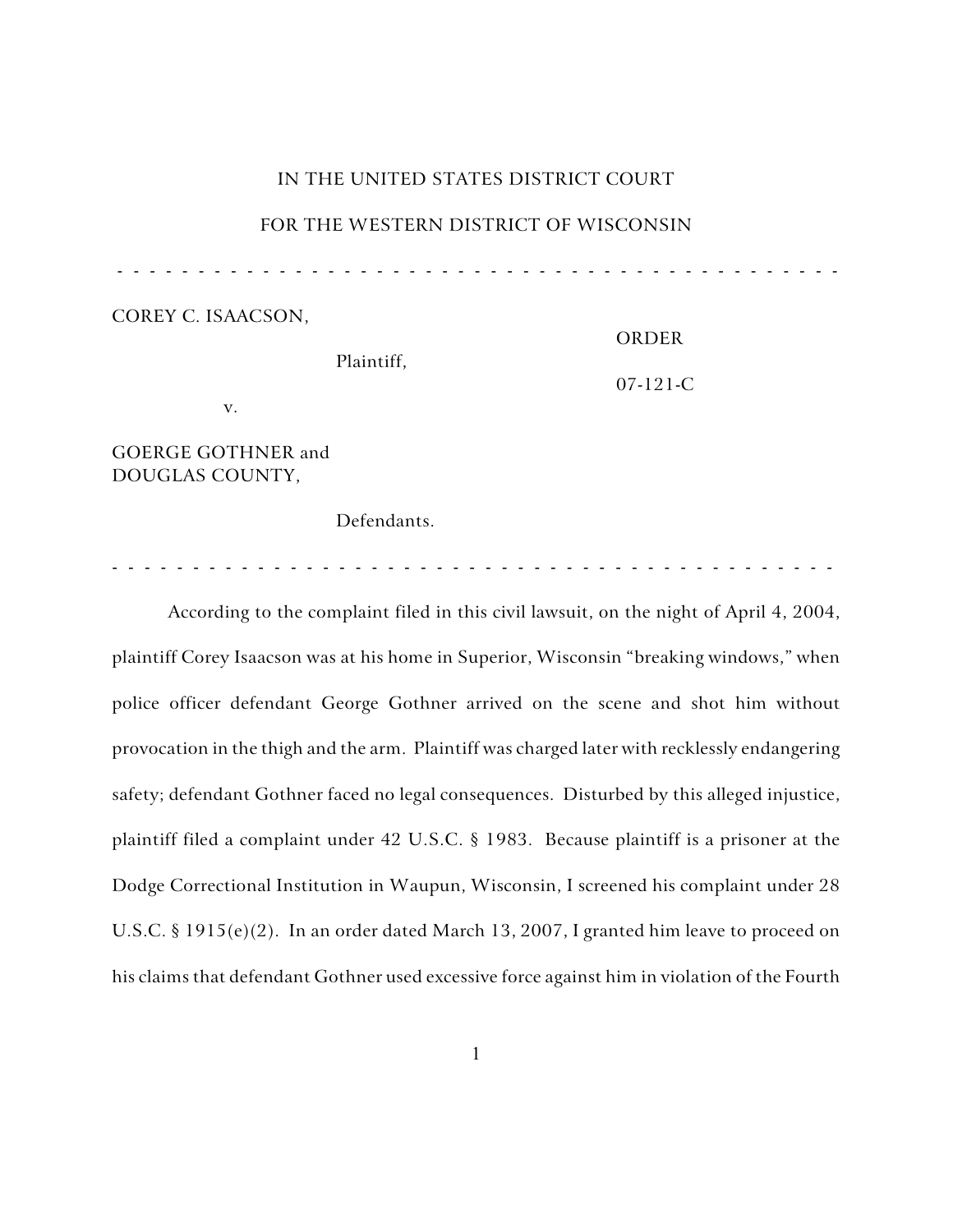IN THE UNITED STATES DISTRICT COURT

FOR THE WESTERN DISTRICT OF WISCONSIN

- - - - - - - - - - - - - - - - - - - - - - - - - - - - - - - - - - - - - - - - - - - - - -

COREY C. ISAACSON,

Plaintiff,

v.

GOERGE GOTHNER and
DOUGLAS COUNTY,

Defendants.

ORDER

07-121-C

- - - - - - - - - - - - - - - - - - - - - - - - - - - - - - - - - - - - - - - - - - - - - -

According to the complaint filed in this civil lawsuit, on the night of April 4, 2004, plaintiff Corey Isaacson was at his home in Superior, Wisconsin "breaking windows," when police officer defendant George Gothner arrived on the scene and shot him without provocation in the thigh and the arm. Plaintiff was charged later with recklessly endangering safety; defendant Gothner faced no legal consequences. Disturbed by this alleged injustice, plaintiff filed a complaint under 42 U.S.C. § 1983. Because plaintiff is a prisoner at the Dodge Correctional Institution in Waupun, Wisconsin, I screened his complaint under 28 U.S.C. § 1915(e)(2). In an order dated March 13, 2007, I granted him leave to proceed on his claims that defendant Gothner used excessive force against him in violation of the Fourth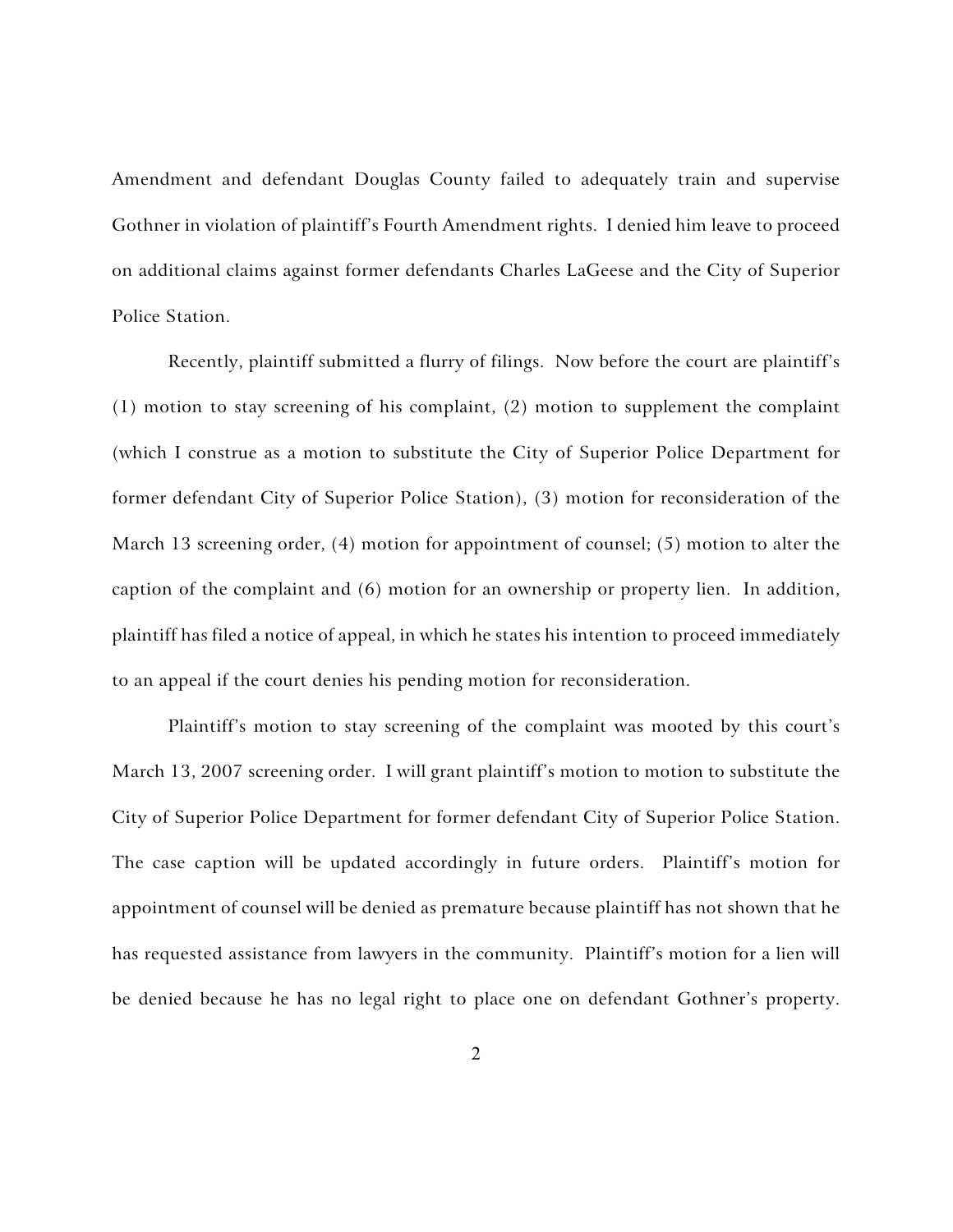Amendment and defendant Douglas County failed to adequately train and supervise Gothner in violation of plaintiff's Fourth Amendment rights. I denied him leave to proceed on additional claims against former defendants Charles LaGeese and the City of Superior Police Station.

Recently, plaintiff submitted a flurry of filings. Now before the court are plaintiff's (1) motion to stay screening of his complaint, (2) motion to supplement the complaint (which I construe as a motion to substitute the City of Superior Police Department for former defendant City of Superior Police Station), (3) motion for reconsideration of the March 13 screening order, (4) motion for appointment of counsel; (5) motion to alter the caption of the complaint and (6) motion for an ownership or property lien. In addition, plaintiff has filed a notice of appeal, in which he states his intention to proceed immediately to an appeal if the court denies his pending motion for reconsideration.

Plaintiff's motion to stay screening of the complaint was mooted by this court's March 13, 2007 screening order. I will grant plaintiff's motion to motion to substitute the City of Superior Police Department for former defendant City of Superior Police Station. The case caption will be updated accordingly in future orders. Plaintiff's motion for appointment of counsel will be denied as premature because plaintiff has not shown that he has requested assistance from lawyers in the community. Plaintiff's motion for a lien will be denied because he has no legal right to place one on defendant Gothner's property.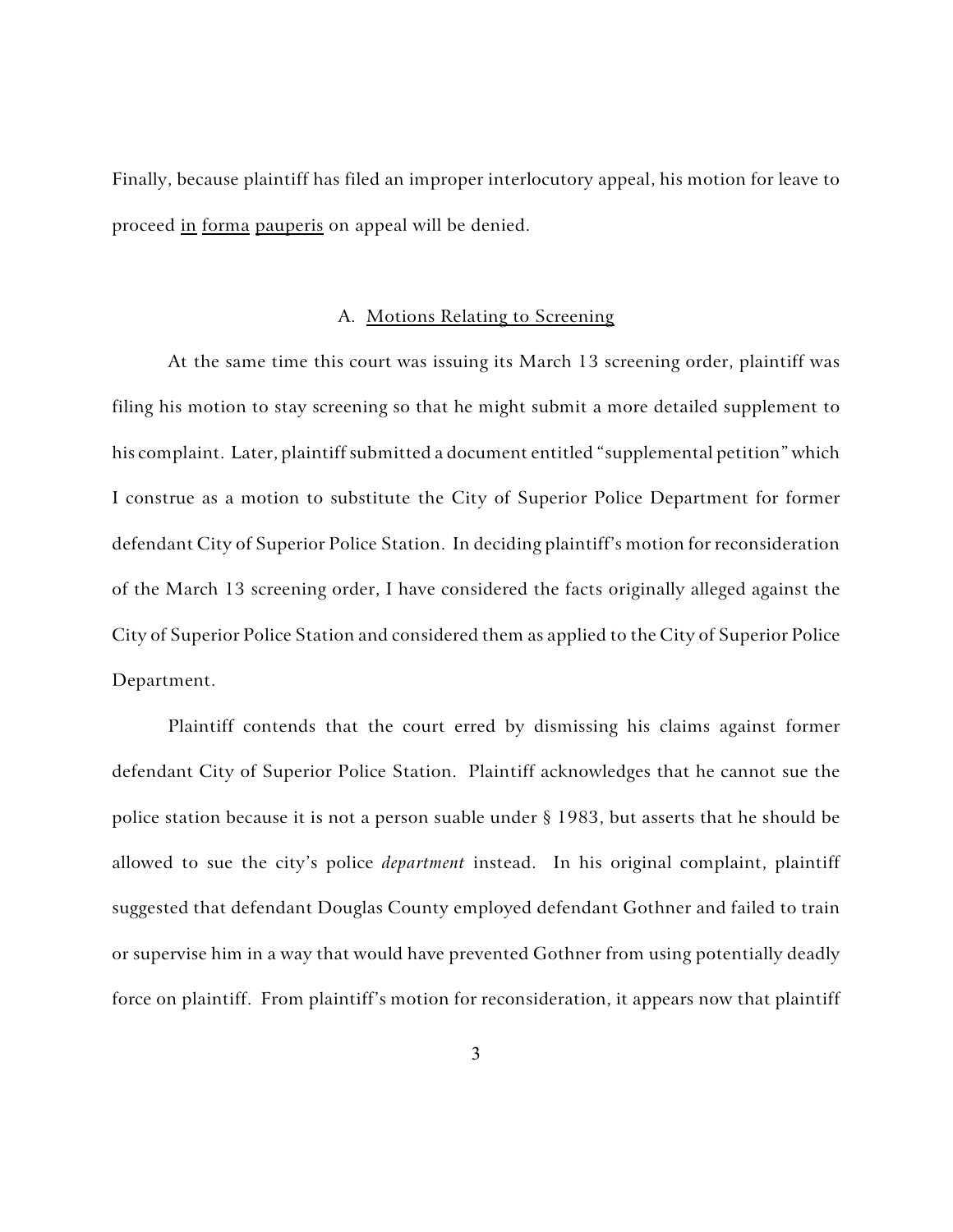Finally, because plaintiff has filed an improper interlocutory appeal, his motion for leave to proceed in forma pauperis on appeal will be denied.

### A. Motions Relating to Screening

At the same time this court was issuing its March 13 screening order, plaintiff was filing his motion to stay screening so that he might submit a more detailed supplement to his complaint. Later, plaintiff submitted a document entitled "supplemental petition" which I construe as a motion to substitute the City of Superior Police Department for former defendant City of Superior Police Station. In deciding plaintiff's motion for reconsideration of the March 13 screening order, I have considered the facts originally alleged against the City of Superior Police Station and considered them as applied to the City of Superior Police Department.

Plaintiff contends that the court erred by dismissing his claims against former defendant City of Superior Police Station. Plaintiff acknowledges that he cannot sue the police station because it is not a person suable under § 1983, but asserts that he should be allowed to sue the city's police *department* instead. In his original complaint, plaintiff suggested that defendant Douglas County employed defendant Gothner and failed to train or supervise him in a way that would have prevented Gothner from using potentially deadly force on plaintiff. From plaintiff's motion for reconsideration, it appears now that plaintiff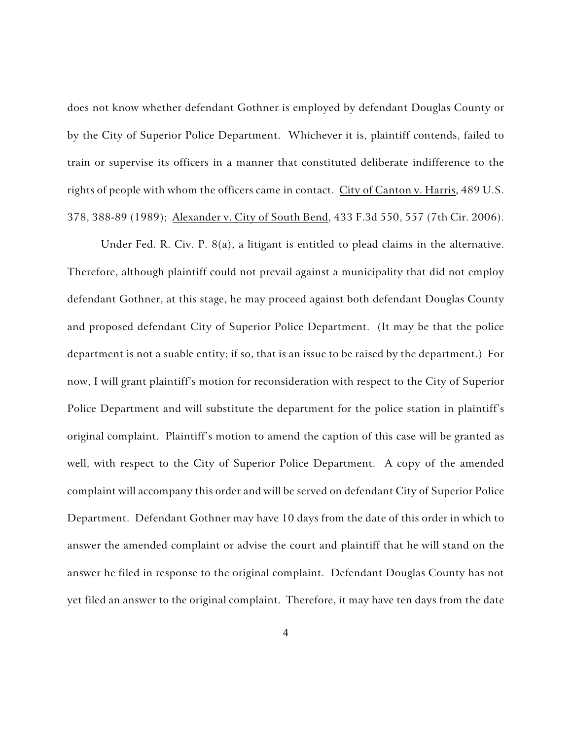does not know whether defendant Gothner is employed by defendant Douglas County or by the City of Superior Police Department. Whichever it is, plaintiff contends, failed to train or supervise its officers in a manner that constituted deliberate indifference to the rights of people with whom the officers came in contact. City of Canton v. Harris, 489 U.S. 378, 388-89 (1989); Alexander v. City of South Bend, 433 F.3d 550, 557 (7th Cir. 2006).

Under Fed. R. Civ. P. 8(a), a litigant is entitled to plead claims in the alternative. Therefore, although plaintiff could not prevail against a municipality that did not employ defendant Gothner, at this stage, he may proceed against both defendant Douglas County and proposed defendant City of Superior Police Department. (It may be that the police department is not a suable entity; if so, that is an issue to be raised by the department.) For now, I will grant plaintiff's motion for reconsideration with respect to the City of Superior Police Department and will substitute the department for the police station in plaintiff's original complaint. Plaintiff's motion to amend the caption of this case will be granted as well, with respect to the City of Superior Police Department. A copy of the amended complaint will accompany this order and will be served on defendant City of Superior Police Department. Defendant Gothner may have 10 days from the date of this order in which to answer the amended complaint or advise the court and plaintiff that he will stand on the answer he filed in response to the original complaint. Defendant Douglas County has not yet filed an answer to the original complaint. Therefore, it may have ten days from the date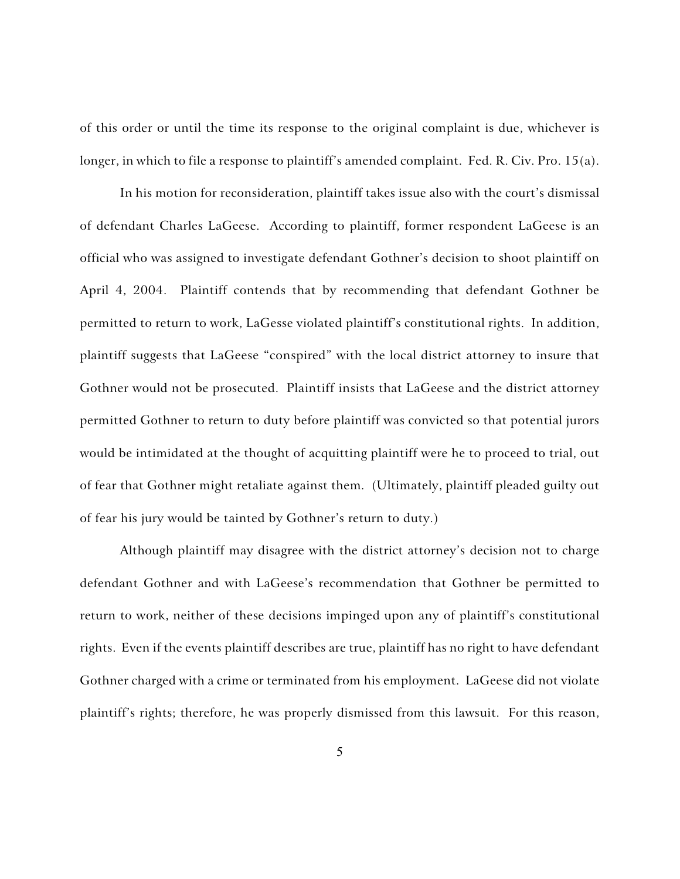of this order or until the time its response to the original complaint is due, whichever is longer, in which to file a response to plaintiff's amended complaint. Fed. R. Civ. Pro. 15(a).

In his motion for reconsideration, plaintiff takes issue also with the court's dismissal of defendant Charles LaGeese. According to plaintiff, former respondent LaGeese is an official who was assigned to investigate defendant Gothner's decision to shoot plaintiff on April 4, 2004. Plaintiff contends that by recommending that defendant Gothner be permitted to return to work, LaGesse violated plaintiff's constitutional rights. In addition, plaintiff suggests that LaGeese "conspired" with the local district attorney to insure that Gothner would not be prosecuted. Plaintiff insists that LaGeese and the district attorney permitted Gothner to return to duty before plaintiff was convicted so that potential jurors would be intimidated at the thought of acquitting plaintiff were he to proceed to trial, out of fear that Gothner might retaliate against them. (Ultimately, plaintiff pleaded guilty out of fear his jury would be tainted by Gothner's return to duty.)

Although plaintiff may disagree with the district attorney's decision not to charge defendant Gothner and with LaGeese's recommendation that Gothner be permitted to return to work, neither of these decisions impinged upon any of plaintiff's constitutional rights. Even if the events plaintiff describes are true, plaintiff has no right to have defendant Gothner charged with a crime or terminated from his employment. LaGeese did not violate plaintiff's rights; therefore, he was properly dismissed from this lawsuit. For this reason,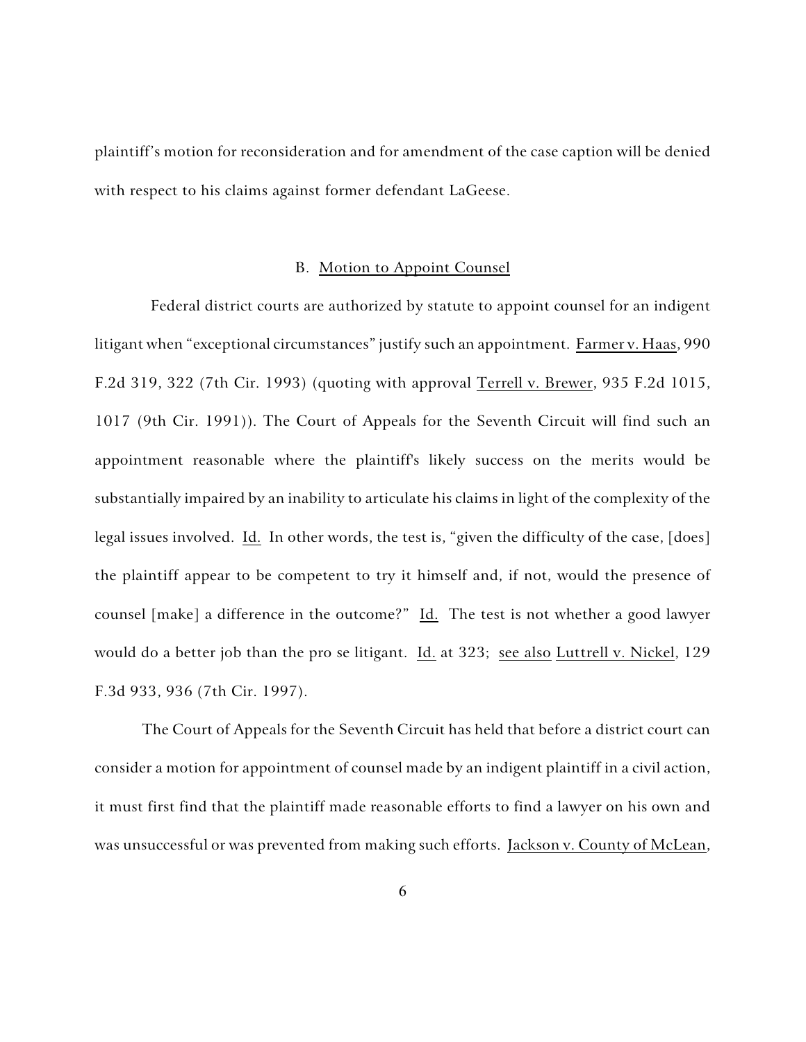plaintiff's motion for reconsideration and for amendment of the case caption will be denied with respect to his claims against former defendant LaGeese.

### B. Motion to Appoint Counsel

Federal district courts are authorized by statute to appoint counsel for an indigent litigant when "exceptional circumstances" justify such an appointment. Farmer v. Haas, 990 F.2d 319, 322 (7th Cir. 1993) (quoting with approval Terrell v. Brewer, 935 F.2d 1015, 1017 (9th Cir. 1991)). The Court of Appeals for the Seventh Circuit will find such an appointment reasonable where the plaintiff's likely success on the merits would be substantially impaired by an inability to articulate his claims in light of the complexity of the legal issues involved. Id. In other words, the test is, "given the difficulty of the case, [does] the plaintiff appear to be competent to try it himself and, if not, would the presence of counsel [make] a difference in the outcome?" Id. The test is not whether a good lawyer would do a better job than the pro se litigant. Id. at 323; see also Luttrell v. Nickel, 129 F.3d 933, 936 (7th Cir. 1997).

The Court of Appeals for the Seventh Circuit has held that before a district court can consider a motion for appointment of counsel made by an indigent plaintiff in a civil action, it must first find that the plaintiff made reasonable efforts to find a lawyer on his own and was unsuccessful or was prevented from making such efforts. Jackson v. County of McLean,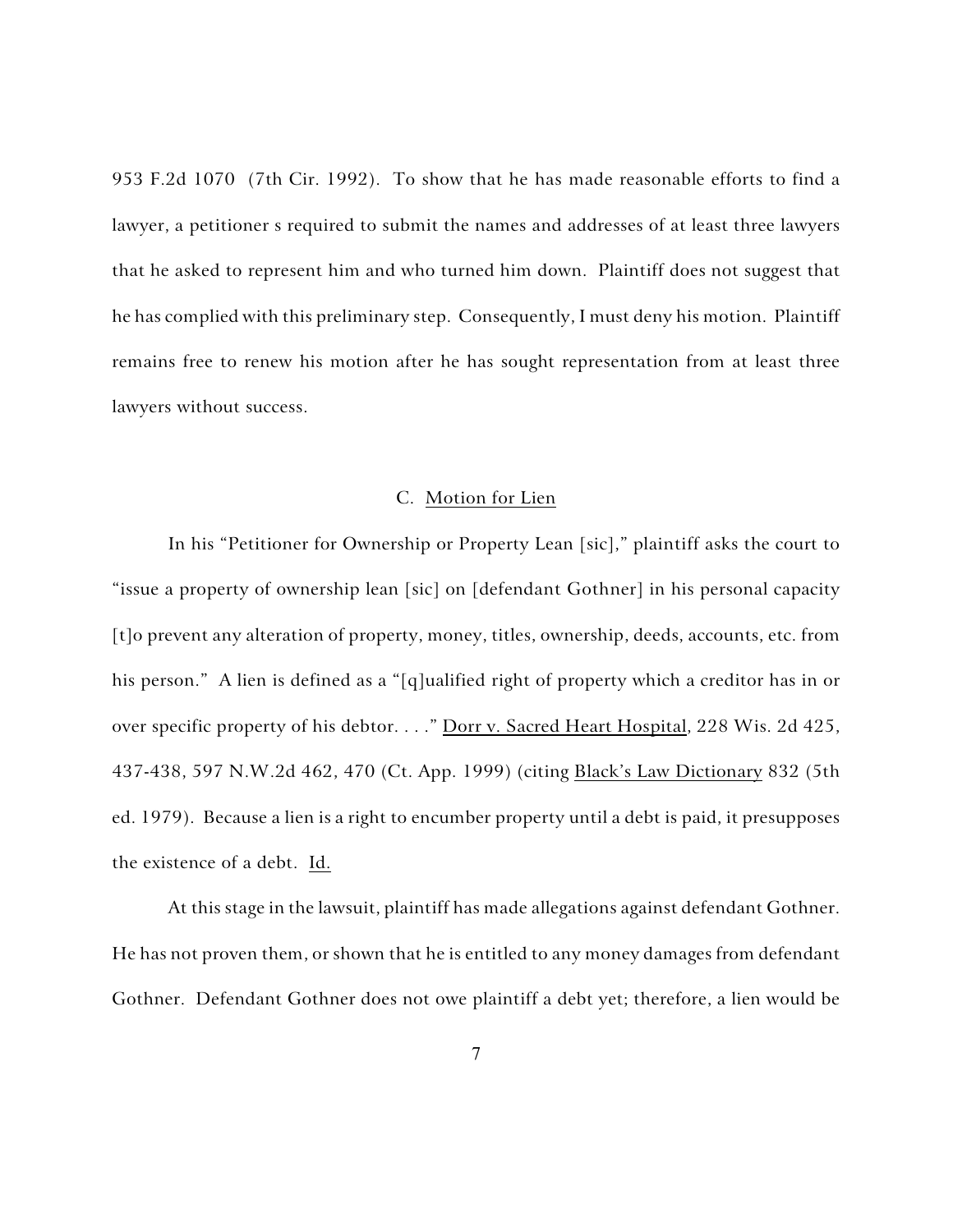953 F.2d 1070 (7th Cir. 1992). To show that he has made reasonable efforts to find a lawyer, a petitioner s required to submit the names and addresses of at least three lawyers that he asked to represent him and who turned him down. Plaintiff does not suggest that he has complied with this preliminary step. Consequently, I must deny his motion. Plaintiff remains free to renew his motion after he has sought representation from at least three lawyers without success.

### C. Motion for Lien

In his "Petitioner for Ownership or Property Lean [sic]," plaintiff asks the court to "issue a property of ownership lean [sic] on [defendant Gothner] in his personal capacity [t]o prevent any alteration of property, money, titles, ownership, deeds, accounts, etc. from his person." A lien is defined as a "[q]ualified right of property which a creditor has in or over specific property of his debtor. . . ." Dorr v. Sacred Heart Hospital, 228 Wis. 2d 425, 437-438, 597 N.W.2d 462, 470 (Ct. App. 1999) (citing Black's Law Dictionary 832 (5th ed. 1979). Because a lien is a right to encumber property until a debt is paid, it presupposes the existence of a debt. Id.

At this stage in the lawsuit, plaintiff has made allegations against defendant Gothner. He has not proven them, or shown that he is entitled to any money damages from defendant Gothner. Defendant Gothner does not owe plaintiff a debt yet; therefore, a lien would be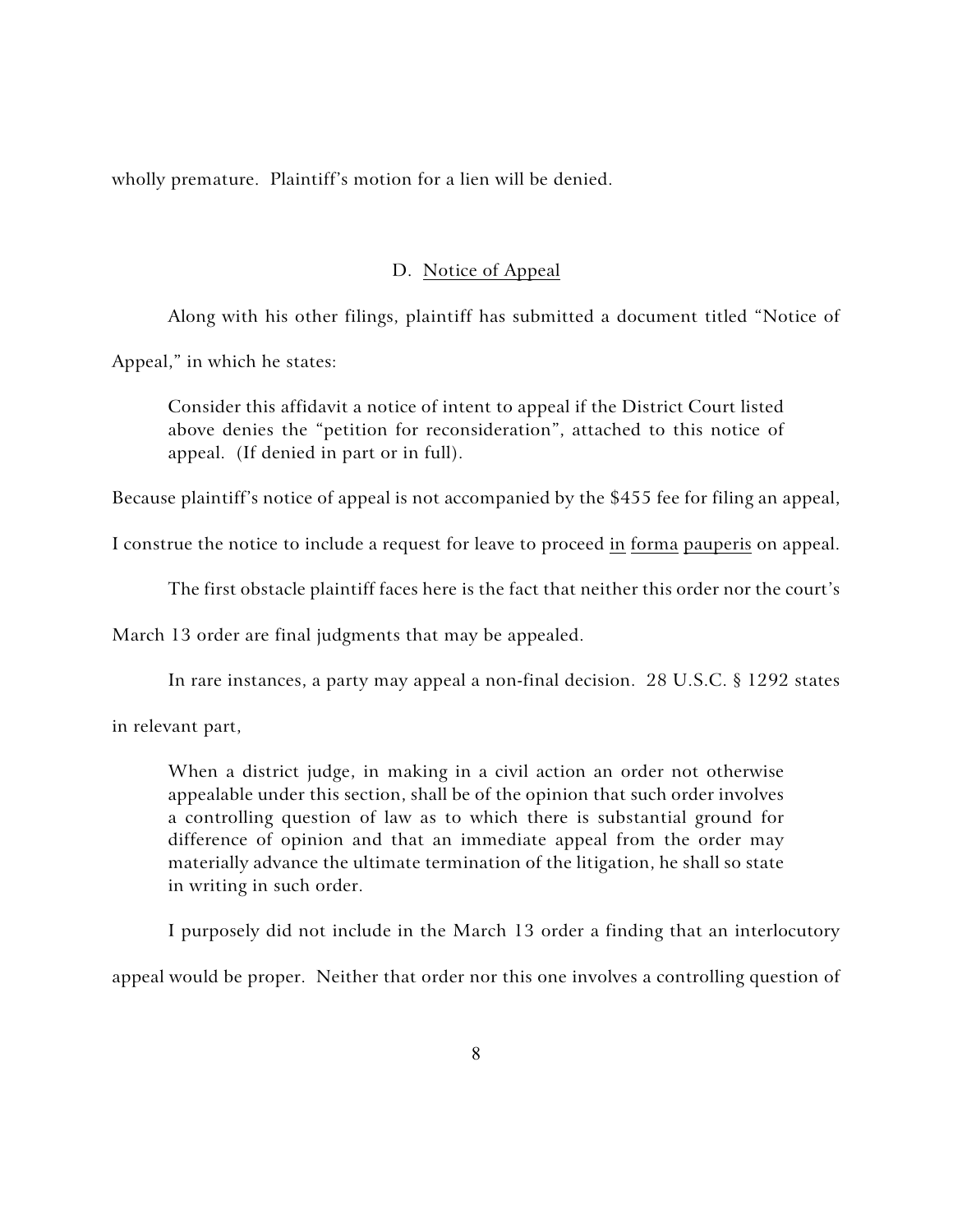wholly premature. Plaintiff's motion for a lien will be denied.

### D. Notice of Appeal

Along with his other filings, plaintiff has submitted a document titled "Notice of Appeal," in which he states:

> Consider this affidavit a notice of intent to appeal if the District Court listed above denies the "petition for reconsideration", attached to this notice of appeal. (If denied in part or in full).

Because plaintiff's notice of appeal is not accompanied by the $455 fee for filing an appeal, I construe the notice to include a request for leave to proceed in forma pauperis on appeal.

The first obstacle plaintiff faces here is the fact that neither this order nor the court's March 13 order are final judgments that may be appealed.

In rare instances, a party may appeal a non-final decision. 28 U.S.C. § 1292 states in relevant part,

> When a district judge, in making in a civil action an order not otherwise appealable under this section, shall be of the opinion that such order involves a controlling question of law as to which there is substantial ground for difference of opinion and that an immediate appeal from the order may materially advance the ultimate termination of the litigation, he shall so state in writing in such order.

I purposely did not include in the March 13 order a finding that an interlocutory appeal would be proper. Neither that order nor this one involves a controlling question of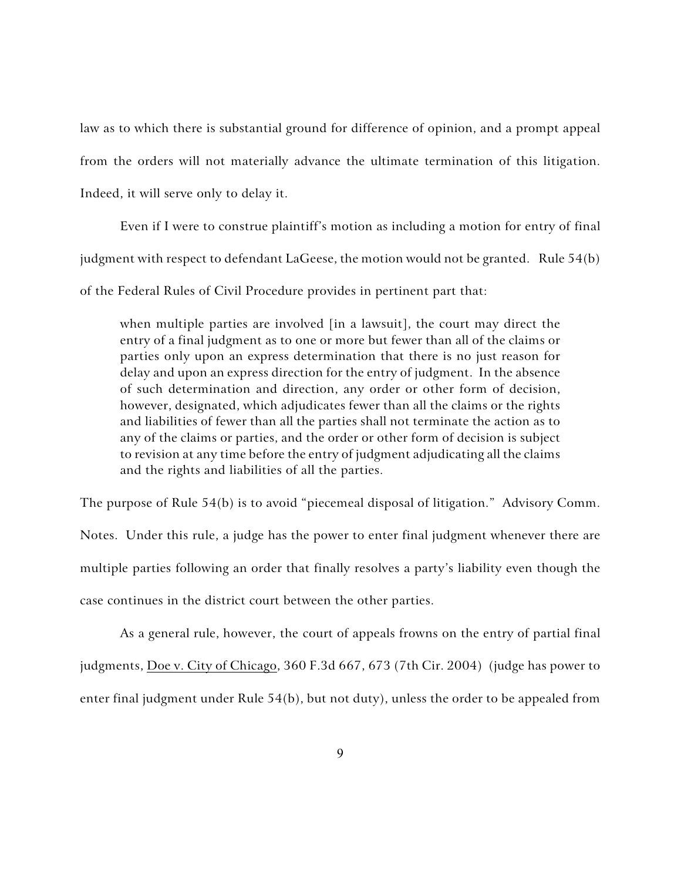law as to which there is substantial ground for difference of opinion, and a prompt appeal from the orders will not materially advance the ultimate termination of this litigation. Indeed, it will serve only to delay it.

Even if I were to construe plaintiff's motion as including a motion for entry of final judgment with respect to defendant LaGeese, the motion would not be granted. Rule 54(b) of the Federal Rules of Civil Procedure provides in pertinent part that:

> when multiple parties are involved [in a lawsuit], the court may direct the entry of a final judgment as to one or more but fewer than all of the claims or parties only upon an express determination that there is no just reason for delay and upon an express direction for the entry of judgment. In the absence of such determination and direction, any order or other form of decision, however, designated, which adjudicates fewer than all the claims or the rights and liabilities of fewer than all the parties shall not terminate the action as to any of the claims or parties, and the order or other form of decision is subject to revision at any time before the entry of judgment adjudicating all the claims and the rights and liabilities of all the parties.

The purpose of Rule 54(b) is to avoid "piecemeal disposal of litigation." Advisory Comm. Notes. Under this rule, a judge has the power to enter final judgment whenever there are multiple parties following an order that finally resolves a party's liability even though the case continues in the district court between the other parties.

As a general rule, however, the court of appeals frowns on the entry of partial final judgments, Doe v. City of Chicago, 360 F.3d 667, 673 (7th Cir. 2004) (judge has power to enter final judgment under Rule 54(b), but not duty), unless the order to be appealed from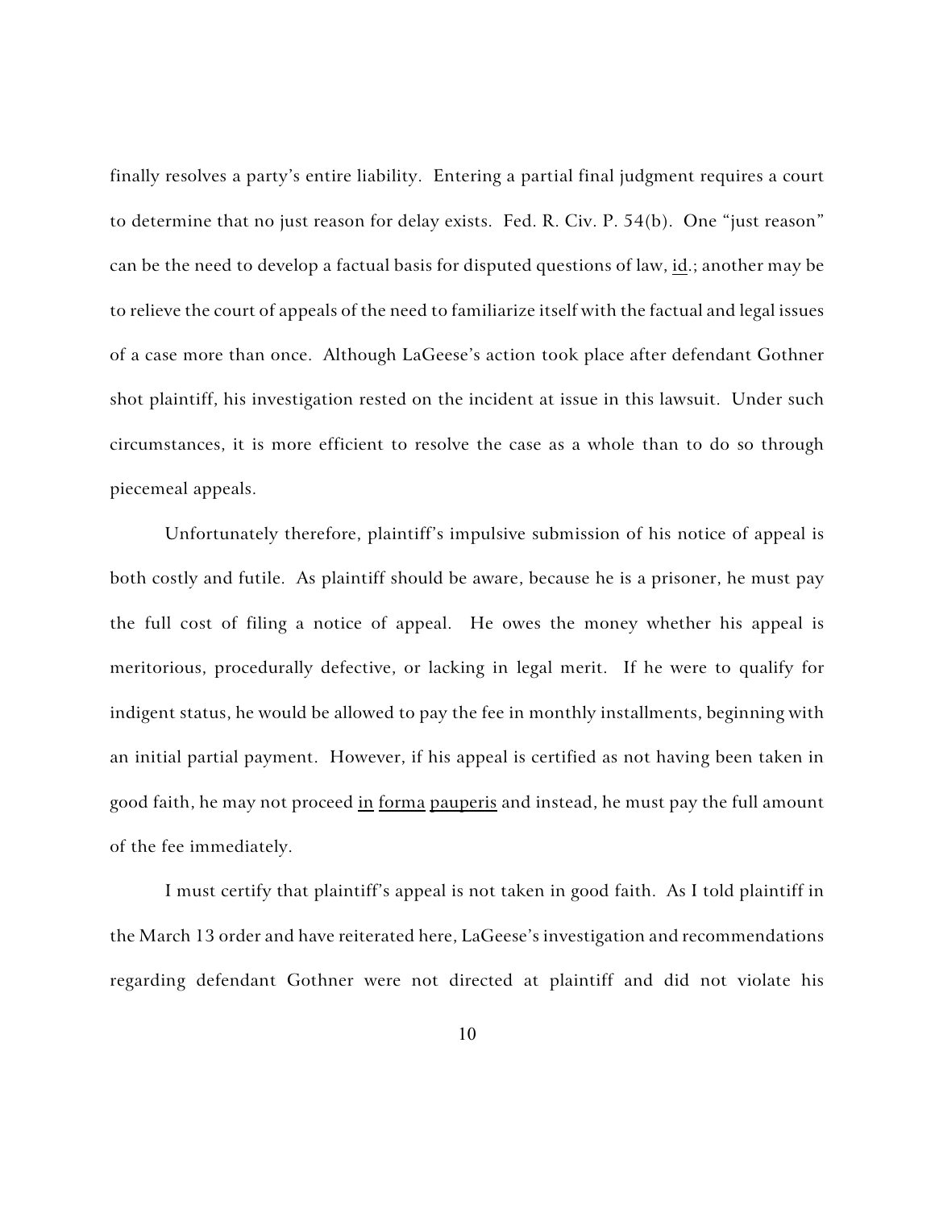finally resolves a party's entire liability. Entering a partial final judgment requires a court to determine that no just reason for delay exists. Fed. R. Civ. P. 54(b). One "just reason" can be the need to develop a factual basis for disputed questions of law, id.; another may be to relieve the court of appeals of the need to familiarize itself with the factual and legal issues of a case more than once. Although LaGeese's action took place after defendant Gothner shot plaintiff, his investigation rested on the incident at issue in this lawsuit. Under such circumstances, it is more efficient to resolve the case as a whole than to do so through piecemeal appeals.

Unfortunately therefore, plaintiff's impulsive submission of his notice of appeal is both costly and futile. As plaintiff should be aware, because he is a prisoner, he must pay the full cost of filing a notice of appeal. He owes the money whether his appeal is meritorious, procedurally defective, or lacking in legal merit. If he were to qualify for indigent status, he would be allowed to pay the fee in monthly installments, beginning with an initial partial payment. However, if his appeal is certified as not having been taken in good faith, he may not proceed in forma pauperis and instead, he must pay the full amount of the fee immediately.

I must certify that plaintiff's appeal is not taken in good faith. As I told plaintiff in the March 13 order and have reiterated here, LaGeese's investigation and recommendations regarding defendant Gothner were not directed at plaintiff and did not violate his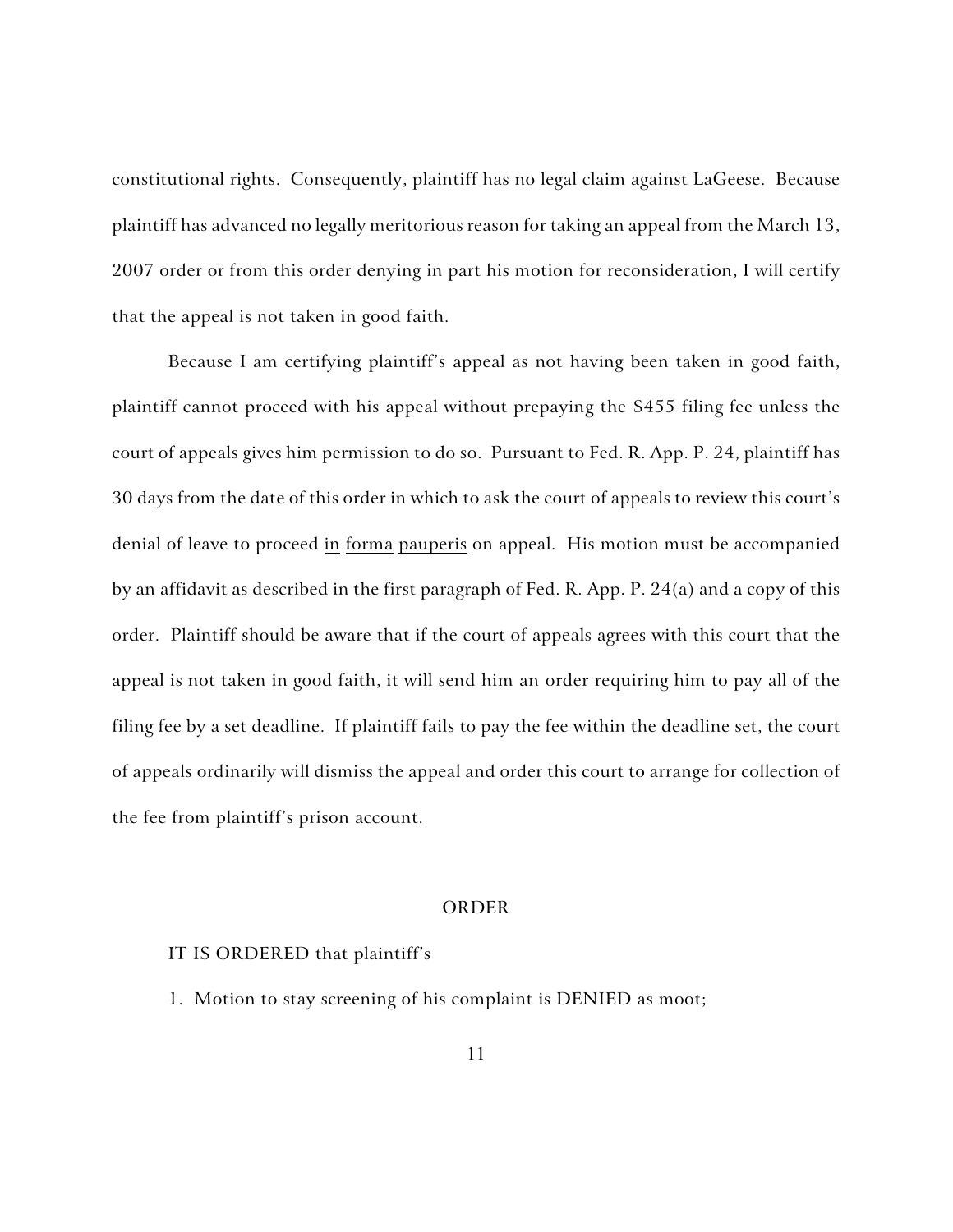constitutional rights. Consequently, plaintiff has no legal claim against LaGeese. Because plaintiff has advanced no legally meritorious reason for taking an appeal from the March 13, 2007 order or from this order denying in part his motion for reconsideration, I will certify that the appeal is not taken in good faith.

Because I am certifying plaintiff's appeal as not having been taken in good faith, plaintiff cannot proceed with his appeal without prepaying the $455 filing fee unless the court of appeals gives him permission to do so. Pursuant to Fed. R. App. P. 24, plaintiff has 30 days from the date of this order in which to ask the court of appeals to review this court's denial of leave to proceed in forma pauperis on appeal. His motion must be accompanied by an affidavit as described in the first paragraph of Fed. R. App. P. 24(a) and a copy of this order. Plaintiff should be aware that if the court of appeals agrees with this court that the appeal is not taken in good faith, it will send him an order requiring him to pay all of the filing fee by a set deadline. If plaintiff fails to pay the fee within the deadline set, the court of appeals ordinarily will dismiss the appeal and order this court to arrange for collection of the fee from plaintiff's prison account.

## ORDER

IT IS ORDERED that plaintiff's

1. Motion to stay screening of his complaint is DENIED as moot;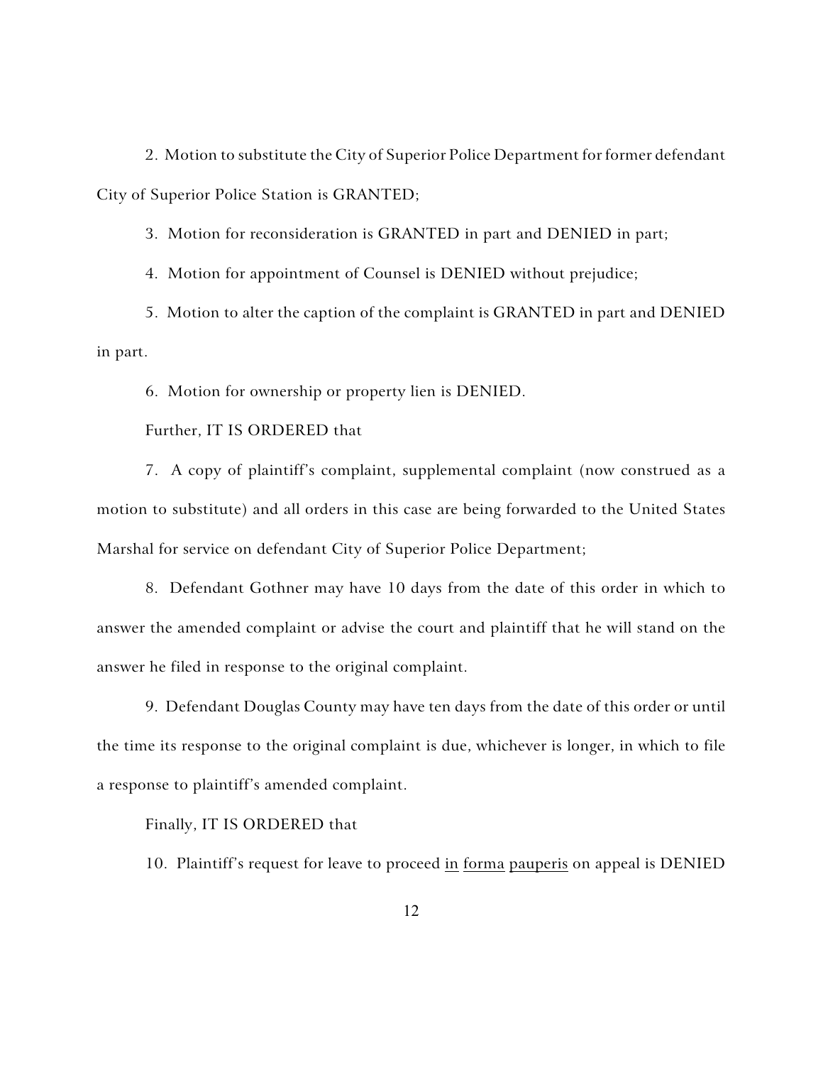2. Motion to substitute the City of Superior Police Department for former defendant City of Superior Police Station is GRANTED;

3. Motion for reconsideration is GRANTED in part and DENIED in part;

4. Motion for appointment of Counsel is DENIED without prejudice;

5. Motion to alter the caption of the complaint is GRANTED in part and DENIED in part.

6. Motion for ownership or property lien is DENIED.

Further, IT IS ORDERED that

7. A copy of plaintiff's complaint, supplemental complaint (now construed as a motion to substitute) and all orders in this case are being forwarded to the United States Marshal for service on defendant City of Superior Police Department;

8. Defendant Gothner may have 10 days from the date of this order in which to answer the amended complaint or advise the court and plaintiff that he will stand on the answer he filed in response to the original complaint.

9. Defendant Douglas County may have ten days from the date of this order or until the time its response to the original complaint is due, whichever is longer, in which to file a response to plaintiff's amended complaint.

Finally, IT IS ORDERED that

10. Plaintiff's request for leave to proceed in forma pauperis on appeal is DENIED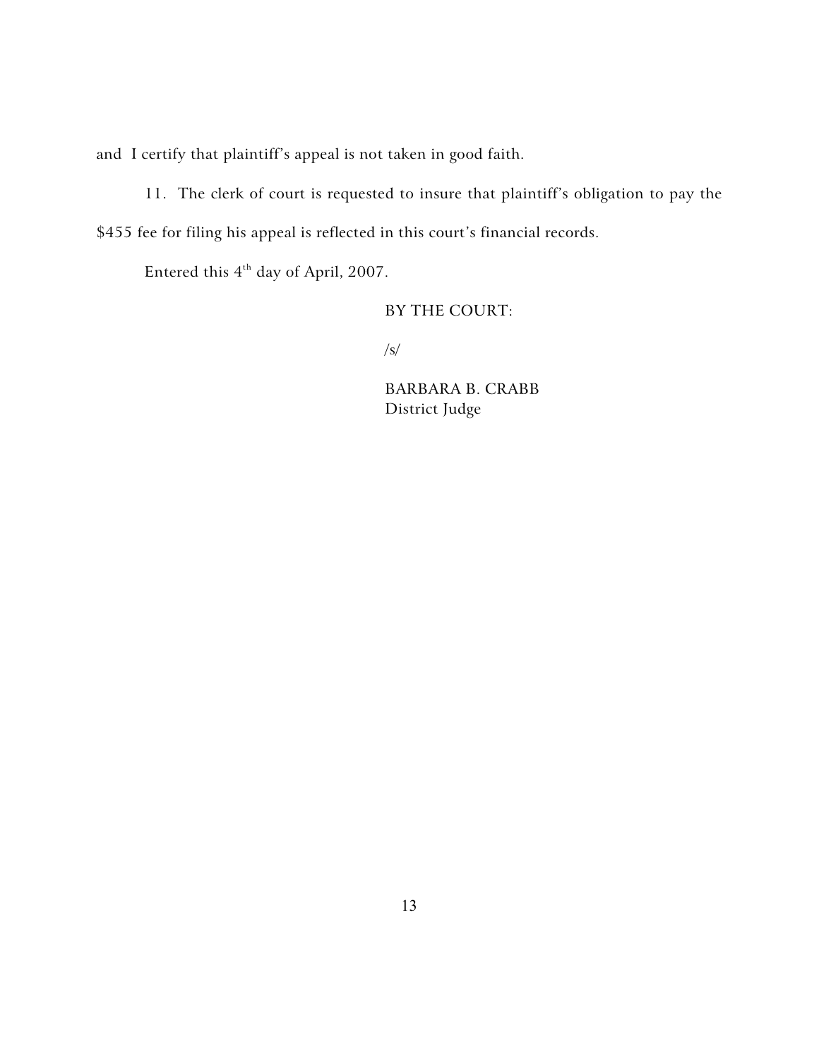and I certify that plaintiff's appeal is not taken in good faith.

11. The clerk of court is requested to insure that plaintiff's obligation to pay the $455 fee for filing his appeal is reflected in this court's financial records.

Entered this 4th day of April, 2007.

BY THE COURT:

/s/

BARBARA B. CRABB
District Judge